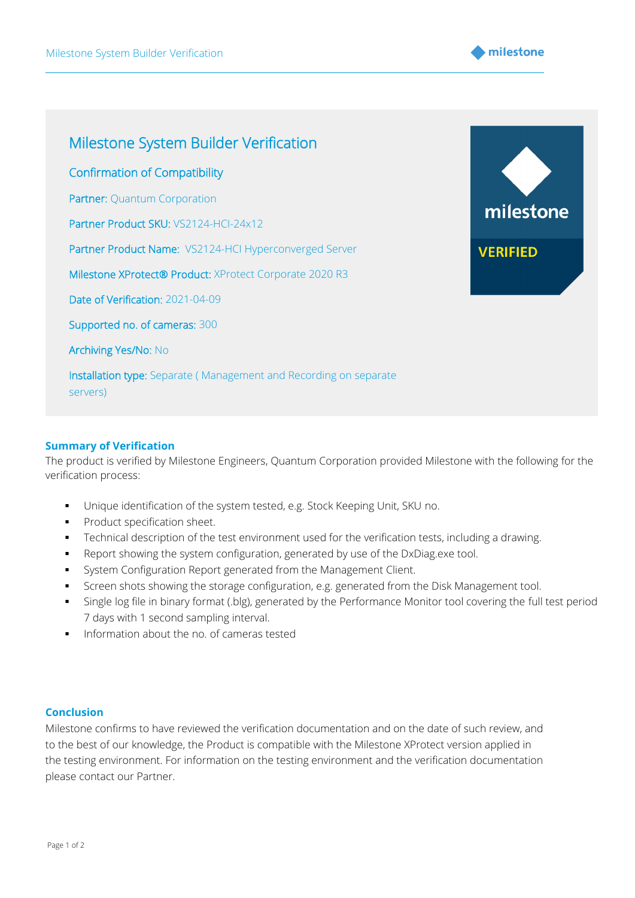# Milestone System Builder Verification

## Confirmation of Compatibility

Partner: Quantum Corporation

Partner Product SKU: VS2124-HCI-24x12

Partner Product Name: VS2124-HCI Hyperconverged Server

Milestone XProtect® Product: XProtect Corporate 2020 R3

Date of Verification: 2021-04-09

Supported no. of cameras: 300

Archiving Yes/No: No

Installation type: Separate ( Management and Recording on separate servers)

milestone

VERIFIED

### Summary of Verification

The product is verified by Milestone Engineers, Quantum Corporation provided Milestone with the following for the verification process:

- Unique identification of the system tested, e.g. Stock Keeping Unit, SKU no.
- Product specification sheet.
- Technical description of the test environment used for the verification tests, including a drawing.
- Report showing the system configuration, generated by use of the DxDiag.exe tool.
- System Configuration Report generated from the Management Client.
- Screen shots showing the storage configuration, e.g. generated from the Disk Management tool.
- Single log file in binary format (.blg), generated by the Performance Monitor tool covering the full test period 7 days with 1 second sampling interval.
- Information about the no. of cameras tested

### Conclusion

Milestone confirms to have reviewed the verification documentation and on the date of such review, and to the best of our knowledge, the Product is compatible with the Milestone XProtect version applied in the testing environment. For information on the testing environment and the verification documentation please contact our Partner.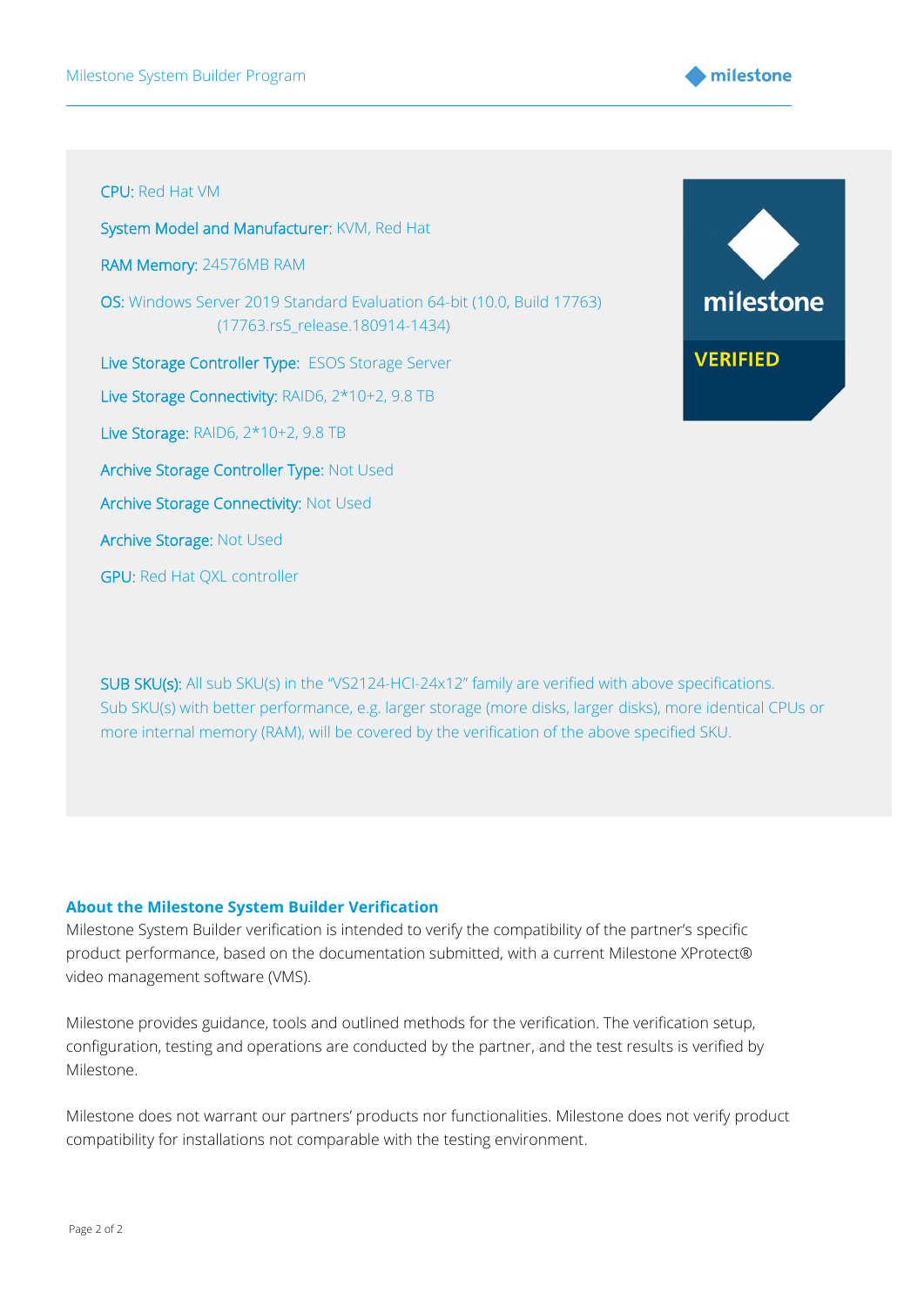**CPU:** Red Hat VM

**System Model and Manufacturer:** KVM, Red Hat

**RAM Memory:** 24576MB RAM

**OS:** Windows Server 2019 Standard Evaluation 64-bit (10.0, Build 17763) (17763.rs5_release.180914-1434)

**Live Storage Controller Type:** ESOS Storage Server

**Live Storage Connectivity:** RAID6, 2*10+2, 9.8 TB

**Live Storage:** RAID6, 2*10+2, 9.8 TB

**Archive Storage Controller Type:** Not Used

**Archive Storage Connectivity:** Not Used

**Archive Storage:** Not Used

**GPU:** Red Hat QXL controller

milestone VERIFIED

**SUB SKU(s):** All sub SKU(s) in the "VS2124-HCI-24x12" family are verified with above specifications. Sub SKU(s) with better performance, e.g. larger storage (more disks, larger disks), more identical CPUs or more internal memory (RAM), will be covered by the verification of the above specified SKU.

## About the Milestone System Builder Verification

Milestone System Builder verification is intended to verify the compatibility of the partner's specific product performance, based on the documentation submitted, with a current Milestone XProtect® video management software (VMS).

Milestone provides guidance, tools and outlined methods for the verification. The verification setup, configuration, testing and operations are conducted by the partner, and the test results is verified by Milestone.

Milestone does not warrant our partners' products nor functionalities. Milestone does not verify product compatibility for installations not comparable with the testing environment.